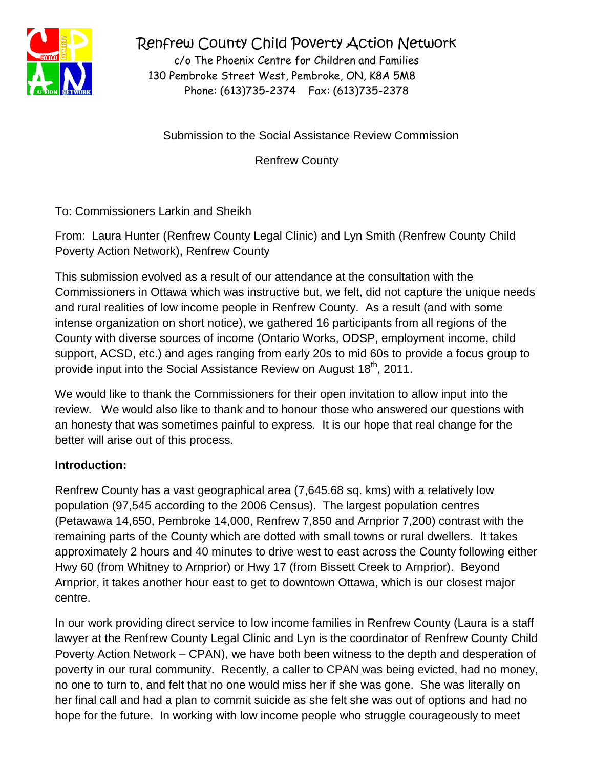# Renfrew County Child Poverty Action Network

c/o The Phoenix Centre for Children and Families
130 Pembroke Street West, Pembroke, ON, K8A 5M8
Phone: (613)735-2374 Fax: (613)735-2378

Submission to the Social Assistance Review Commission

Renfrew County

To: Commissioners Larkin and Sheikh

From: Laura Hunter (Renfrew County Legal Clinic) and Lyn Smith (Renfrew County Child Poverty Action Network), Renfrew County

This submission evolved as a result of our attendance at the consultation with the Commissioners in Ottawa which was instructive but, we felt, did not capture the unique needs and rural realities of low income people in Renfrew County. As a result (and with some intense organization on short notice), we gathered 16 participants from all regions of the County with diverse sources of income (Ontario Works, ODSP, employment income, child support, ACSD, etc.) and ages ranging from early 20s to mid 60s to provide a focus group to provide input into the Social Assistance Review on August 18th, 2011.

We would like to thank the Commissioners for their open invitation to allow input into the review. We would also like to thank and to honour those who answered our questions with an honesty that was sometimes painful to express. It is our hope that real change for the better will arise out of this process.

**Introduction:**

Renfrew County has a vast geographical area (7,645.68 sq. kms) with a relatively low population (97,545 according to the 2006 Census). The largest population centres (Petawawa 14,650, Pembroke 14,000, Renfrew 7,850 and Arnprior 7,200) contrast with the remaining parts of the County which are dotted with small towns or rural dwellers. It takes approximately 2 hours and 40 minutes to drive west to east across the County following either Hwy 60 (from Whitney to Arnprior) or Hwy 17 (from Bissett Creek to Arnprior). Beyond Arnprior, it takes another hour east to get to downtown Ottawa, which is our closest major centre.

In our work providing direct service to low income families in Renfrew County (Laura is a staff lawyer at the Renfrew County Legal Clinic and Lyn is the coordinator of Renfrew County Child Poverty Action Network – CPAN), we have both been witness to the depth and desperation of poverty in our rural community. Recently, a caller to CPAN was being evicted, had no money, no one to turn to, and felt that no one would miss her if she was gone. She was literally on her final call and had a plan to commit suicide as she felt she was out of options and had no hope for the future. In working with low income people who struggle courageously to meet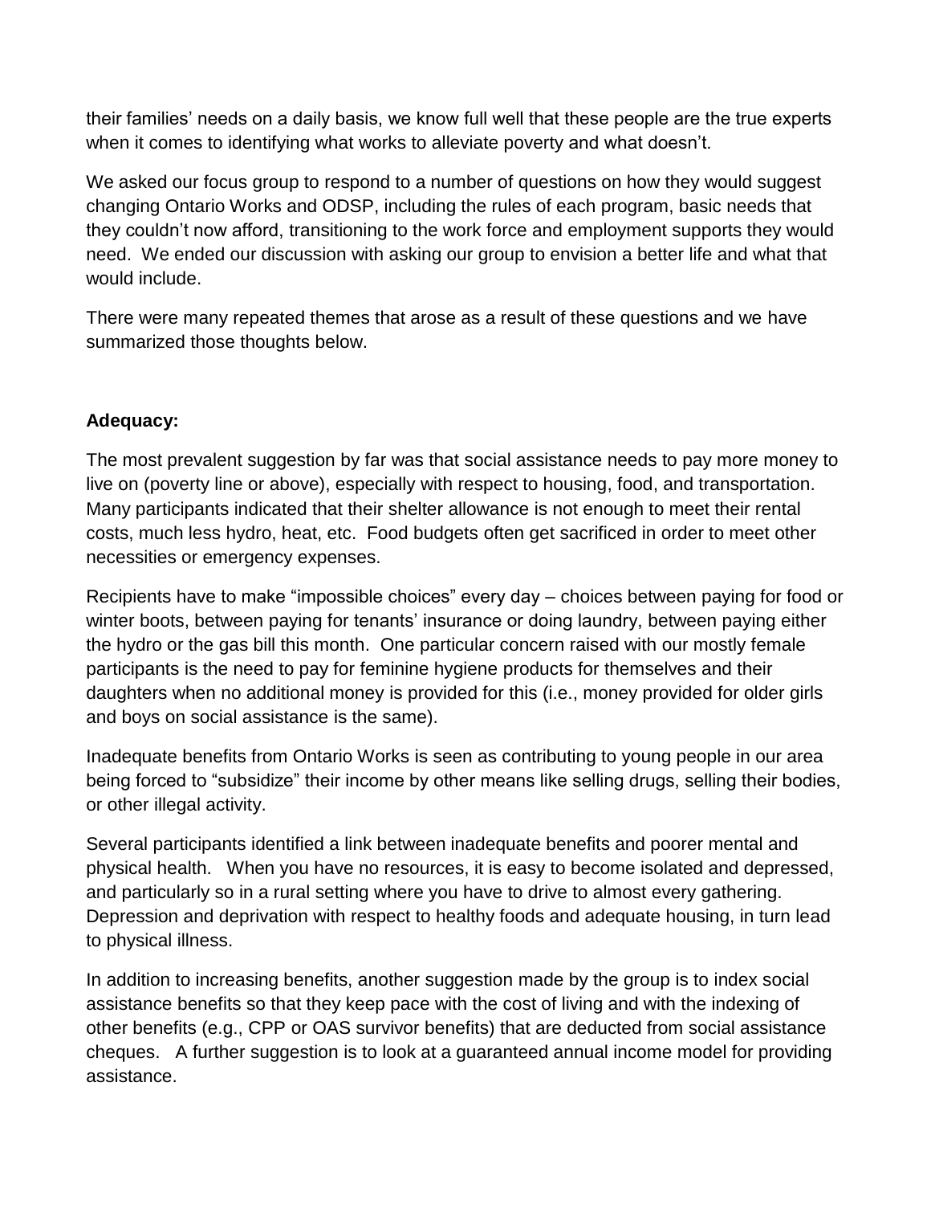their families' needs on a daily basis, we know full well that these people are the true experts when it comes to identifying what works to alleviate poverty and what doesn't.

We asked our focus group to respond to a number of questions on how they would suggest changing Ontario Works and ODSP, including the rules of each program, basic needs that they couldn't now afford, transitioning to the work force and employment supports they would need. We ended our discussion with asking our group to envision a better life and what that would include.

There were many repeated themes that arose as a result of these questions and we have summarized those thoughts below.

**Adequacy:**

The most prevalent suggestion by far was that social assistance needs to pay more money to live on (poverty line or above), especially with respect to housing, food, and transportation. Many participants indicated that their shelter allowance is not enough to meet their rental costs, much less hydro, heat, etc. Food budgets often get sacrificed in order to meet other necessities or emergency expenses.

Recipients have to make "impossible choices" every day – choices between paying for food or winter boots, between paying for tenants' insurance or doing laundry, between paying either the hydro or the gas bill this month. One particular concern raised with our mostly female participants is the need to pay for feminine hygiene products for themselves and their daughters when no additional money is provided for this (i.e., money provided for older girls and boys on social assistance is the same).

Inadequate benefits from Ontario Works is seen as contributing to young people in our area being forced to "subsidize" their income by other means like selling drugs, selling their bodies, or other illegal activity.

Several participants identified a link between inadequate benefits and poorer mental and physical health. When you have no resources, it is easy to become isolated and depressed, and particularly so in a rural setting where you have to drive to almost every gathering. Depression and deprivation with respect to healthy foods and adequate housing, in turn lead to physical illness.

In addition to increasing benefits, another suggestion made by the group is to index social assistance benefits so that they keep pace with the cost of living and with the indexing of other benefits (e.g., CPP or OAS survivor benefits) that are deducted from social assistance cheques. A further suggestion is to look at a guaranteed annual income model for providing assistance.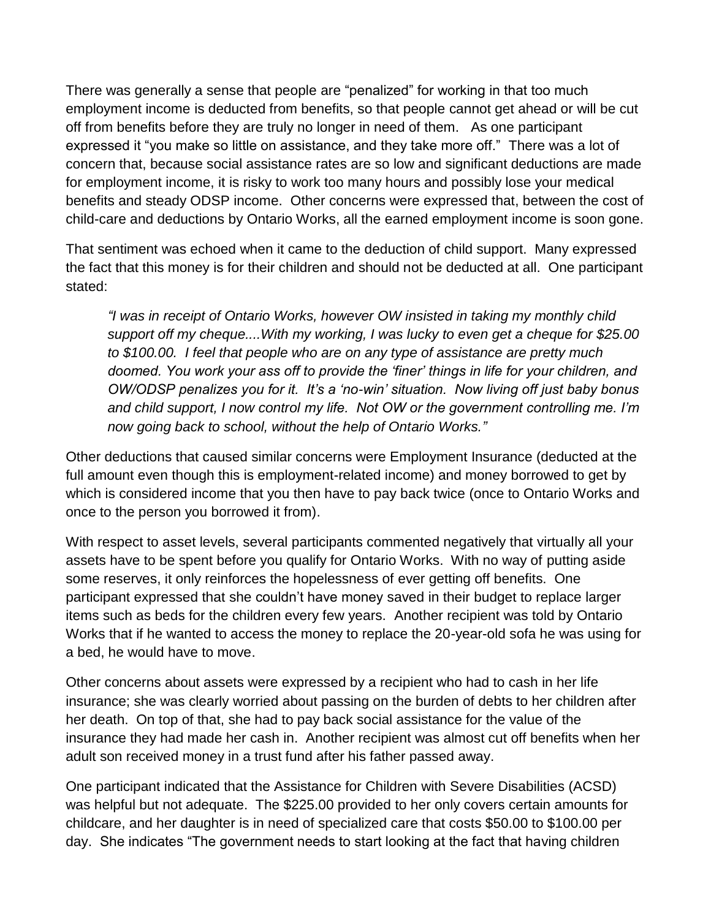There was generally a sense that people are “penalized” for working in that too much employment income is deducted from benefits, so that people cannot get ahead or will be cut off from benefits before they are truly no longer in need of them. As one participant expressed it “you make so little on assistance, and they take more off.” There was a lot of concern that, because social assistance rates are so low and significant deductions are made for employment income, it is risky to work too many hours and possibly lose your medical benefits and steady ODSP income. Other concerns were expressed that, between the cost of child-care and deductions by Ontario Works, all the earned employment income is soon gone.

That sentiment was echoed when it came to the deduction of child support. Many expressed the fact that this money is for their children and should not be deducted at all. One participant stated:

> *“I was in receipt of Ontario Works, however OW insisted in taking my monthly child support off my cheque....With my working, I was lucky to even get a cheque for $25.00 to $100.00. I feel that people who are on any type of assistance are pretty much doomed. You work your ass off to provide the ‘finer’ things in life for your children, and OW/ODSP penalizes you for it. It’s a ‘no-win’ situation. Now living off just baby bonus and child support, I now control my life. Not OW or the government controlling me. I’m now going back to school, without the help of Ontario Works.”*

Other deductions that caused similar concerns were Employment Insurance (deducted at the full amount even though this is employment-related income) and money borrowed to get by which is considered income that you then have to pay back twice (once to Ontario Works and once to the person you borrowed it from).

With respect to asset levels, several participants commented negatively that virtually all your assets have to be spent before you qualify for Ontario Works. With no way of putting aside some reserves, it only reinforces the hopelessness of ever getting off benefits. One participant expressed that she couldn’t have money saved in their budget to replace larger items such as beds for the children every few years. Another recipient was told by Ontario Works that if he wanted to access the money to replace the 20-year-old sofa he was using for a bed, he would have to move.

Other concerns about assets were expressed by a recipient who had to cash in her life insurance; she was clearly worried about passing on the burden of debts to her children after her death. On top of that, she had to pay back social assistance for the value of the insurance they had made her cash in. Another recipient was almost cut off benefits when her adult son received money in a trust fund after his father passed away.

One participant indicated that the Assistance for Children with Severe Disabilities (ACSD) was helpful but not adequate. The $225.00 provided to her only covers certain amounts for childcare, and her daughter is in need of specialized care that costs $50.00 to $100.00 per day. She indicates “The government needs to start looking at the fact that having children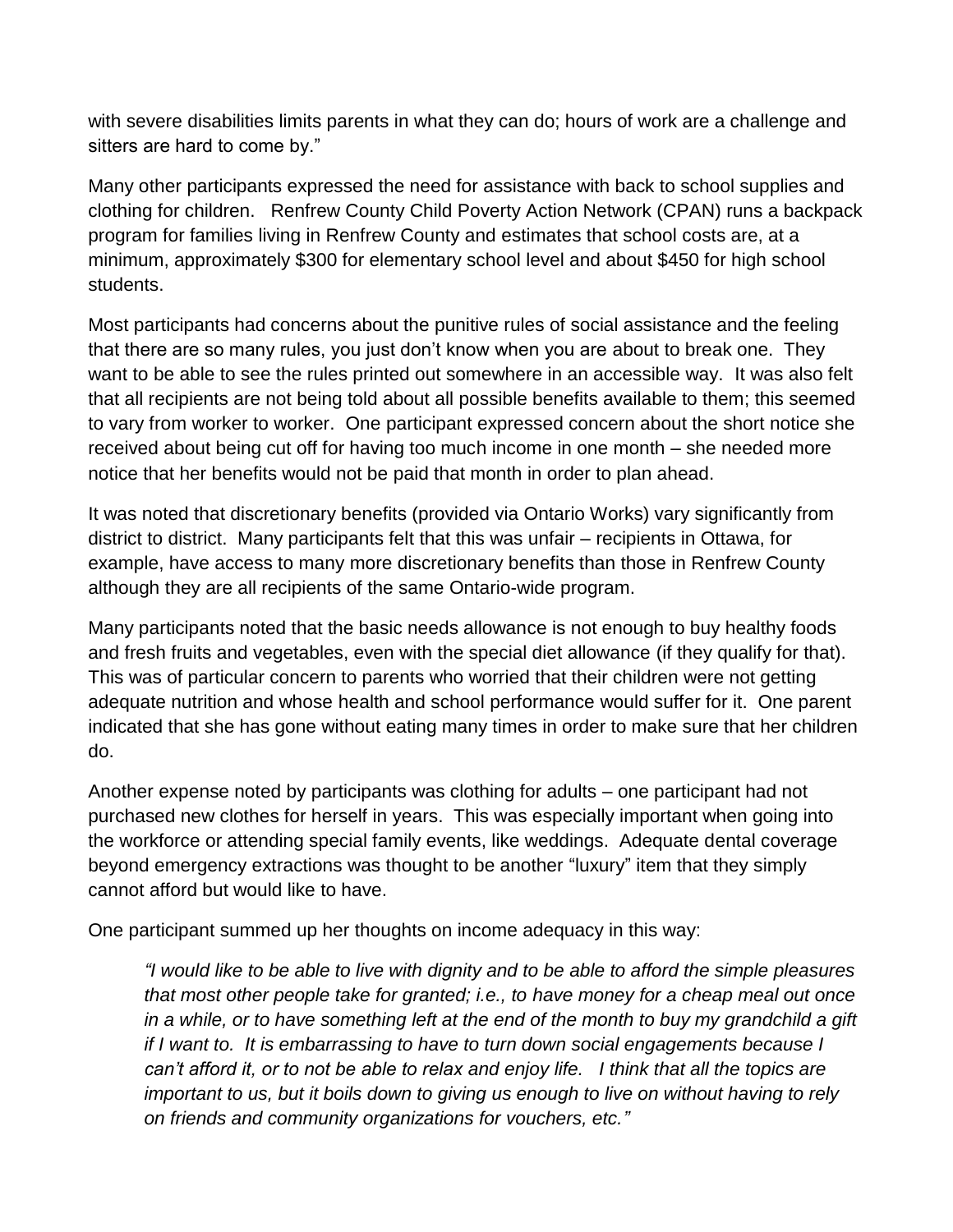with severe disabilities limits parents in what they can do; hours of work are a challenge and sitters are hard to come by."

Many other participants expressed the need for assistance with back to school supplies and clothing for children. Renfrew County Child Poverty Action Network (CPAN) runs a backpack program for families living in Renfrew County and estimates that school costs are, at a minimum, approximately $300 for elementary school level and about $450 for high school students.

Most participants had concerns about the punitive rules of social assistance and the feeling that there are so many rules, you just don't know when you are about to break one. They want to be able to see the rules printed out somewhere in an accessible way. It was also felt that all recipients are not being told about all possible benefits available to them; this seemed to vary from worker to worker. One participant expressed concern about the short notice she received about being cut off for having too much income in one month – she needed more notice that her benefits would not be paid that month in order to plan ahead.

It was noted that discretionary benefits (provided via Ontario Works) vary significantly from district to district. Many participants felt that this was unfair – recipients in Ottawa, for example, have access to many more discretionary benefits than those in Renfrew County although they are all recipients of the same Ontario-wide program.

Many participants noted that the basic needs allowance is not enough to buy healthy foods and fresh fruits and vegetables, even with the special diet allowance (if they qualify for that). This was of particular concern to parents who worried that their children were not getting adequate nutrition and whose health and school performance would suffer for it. One parent indicated that she has gone without eating many times in order to make sure that her children do.

Another expense noted by participants was clothing for adults – one participant had not purchased new clothes for herself in years. This was especially important when going into the workforce or attending special family events, like weddings. Adequate dental coverage beyond emergency extractions was thought to be another "luxury" item that they simply cannot afford but would like to have.

One participant summed up her thoughts on income adequacy in this way:

> *"I would like to be able to live with dignity and to be able to afford the simple pleasures that most other people take for granted; i.e., to have money for a cheap meal out once in a while, or to have something left at the end of the month to buy my grandchild a gift if I want to. It is embarrassing to have to turn down social engagements because I can't afford it, or to not be able to relax and enjoy life. I think that all the topics are important to us, but it boils down to giving us enough to live on without having to rely on friends and community organizations for vouchers, etc."*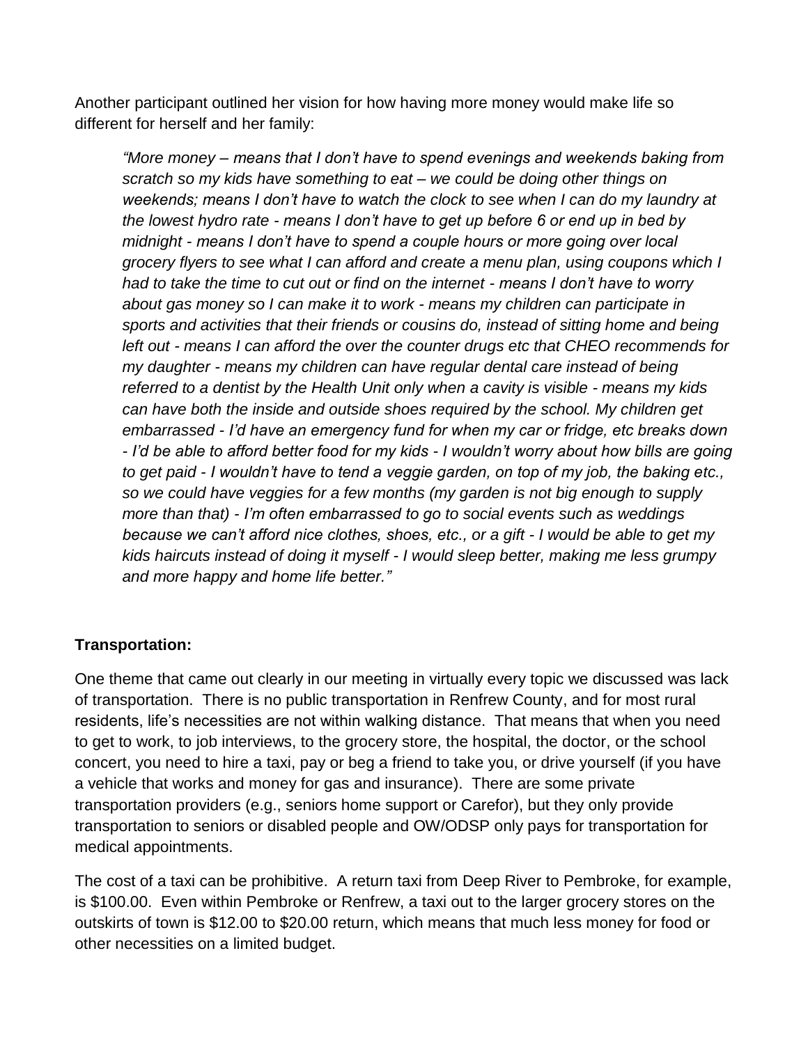Another participant outlined her vision for how having more money would make life so different for herself and her family:

> *"More money – means that I don't have to spend evenings and weekends baking from scratch so my kids have something to eat – we could be doing other things on weekends; means I don't have to watch the clock to see when I can do my laundry at the lowest hydro rate - means I don't have to get up before 6 or end up in bed by midnight - means I don't have to spend a couple hours or more going over local grocery flyers to see what I can afford and create a menu plan, using coupons which I had to take the time to cut out or find on the internet - means I don't have to worry about gas money so I can make it to work - means my children can participate in sports and activities that their friends or cousins do, instead of sitting home and being left out - means I can afford the over the counter drugs etc that CHEO recommends for my daughter - means my children can have regular dental care instead of being referred to a dentist by the Health Unit only when a cavity is visible - means my kids can have both the inside and outside shoes required by the school. My children get embarrassed - I'd have an emergency fund for when my car or fridge, etc breaks down - I'd be able to afford better food for my kids - I wouldn't worry about how bills are going to get paid - I wouldn't have to tend a veggie garden, on top of my job, the baking etc., so we could have veggies for a few months (my garden is not big enough to supply more than that) - I'm often embarrassed to go to social events such as weddings because we can't afford nice clothes, shoes, etc., or a gift - I would be able to get my kids haircuts instead of doing it myself - I would sleep better, making me less grumpy and more happy and home life better."*

**Transportation:**

One theme that came out clearly in our meeting in virtually every topic we discussed was lack of transportation. There is no public transportation in Renfrew County, and for most rural residents, life's necessities are not within walking distance. That means that when you need to get to work, to job interviews, to the grocery store, the hospital, the doctor, or the school concert, you need to hire a taxi, pay or beg a friend to take you, or drive yourself (if you have a vehicle that works and money for gas and insurance). There are some private transportation providers (e.g., seniors home support or Carefor), but they only provide transportation to seniors or disabled people and OW/ODSP only pays for transportation for medical appointments.

The cost of a taxi can be prohibitive. A return taxi from Deep River to Pembroke, for example, is $100.00. Even within Pembroke or Renfrew, a taxi out to the larger grocery stores on the outskirts of town is $12.00 to $20.00 return, which means that much less money for food or other necessities on a limited budget.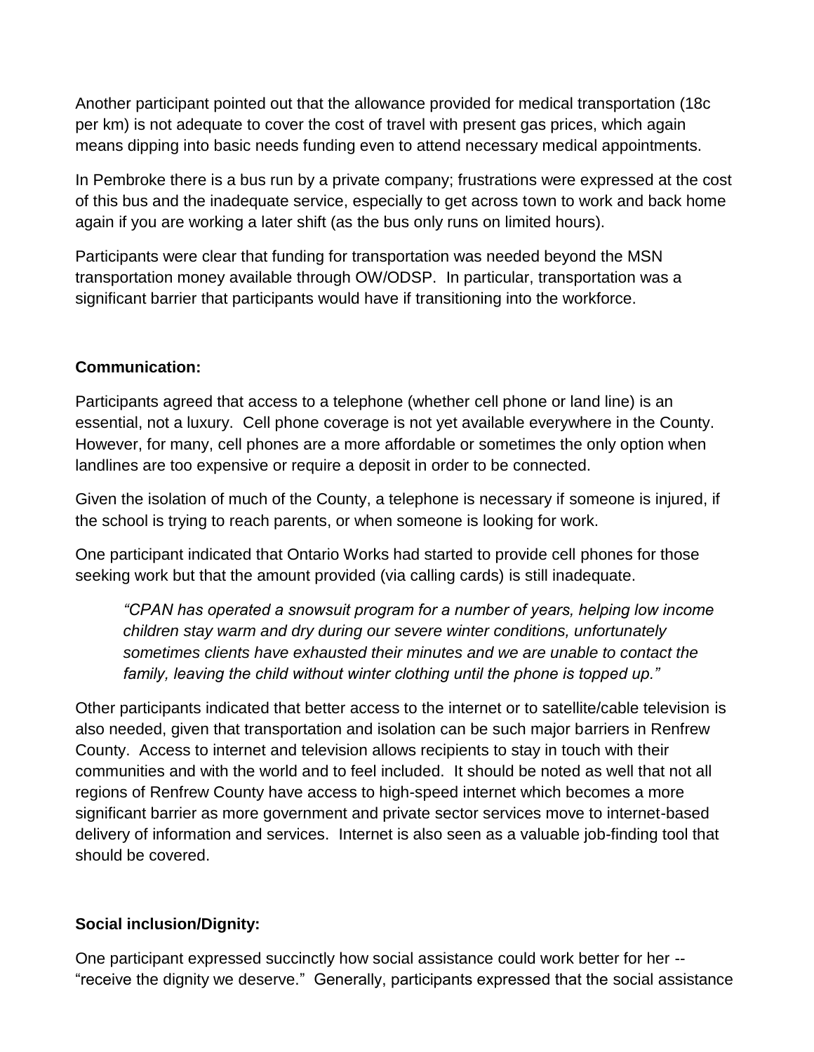Another participant pointed out that the allowance provided for medical transportation (18c per km) is not adequate to cover the cost of travel with present gas prices, which again means dipping into basic needs funding even to attend necessary medical appointments.

In Pembroke there is a bus run by a private company; frustrations were expressed at the cost of this bus and the inadequate service, especially to get across town to work and back home again if you are working a later shift (as the bus only runs on limited hours).

Participants were clear that funding for transportation was needed beyond the MSN transportation money available through OW/ODSP. In particular, transportation was a significant barrier that participants would have if transitioning into the workforce.

**Communication:**

Participants agreed that access to a telephone (whether cell phone or land line) is an essential, not a luxury. Cell phone coverage is not yet available everywhere in the County. However, for many, cell phones are a more affordable or sometimes the only option when landlines are too expensive or require a deposit in order to be connected.

Given the isolation of much of the County, a telephone is necessary if someone is injured, if the school is trying to reach parents, or when someone is looking for work.

One participant indicated that Ontario Works had started to provide cell phones for those seeking work but that the amount provided (via calling cards) is still inadequate.

> *"CPAN has operated a snowsuit program for a number of years, helping low income children stay warm and dry during our severe winter conditions, unfortunately sometimes clients have exhausted their minutes and we are unable to contact the family, leaving the child without winter clothing until the phone is topped up."*

Other participants indicated that better access to the internet or to satellite/cable television is also needed, given that transportation and isolation can be such major barriers in Renfrew County. Access to internet and television allows recipients to stay in touch with their communities and with the world and to feel included. It should be noted as well that not all regions of Renfrew County have access to high-speed internet which becomes a more significant barrier as more government and private sector services move to internet-based delivery of information and services. Internet is also seen as a valuable job-finding tool that should be covered.

**Social inclusion/Dignity:**

One participant expressed succinctly how social assistance could work better for her -- "receive the dignity we deserve." Generally, participants expressed that the social assistance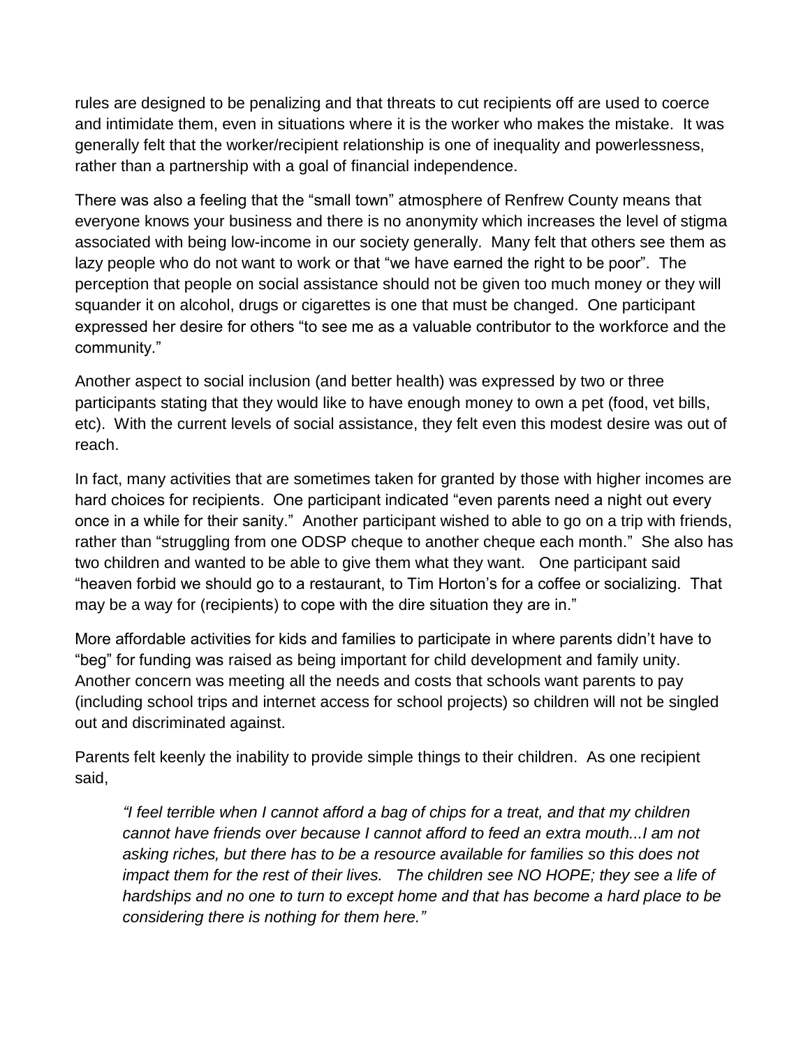rules are designed to be penalizing and that threats to cut recipients off are used to coerce and intimidate them, even in situations where it is the worker who makes the mistake. It was generally felt that the worker/recipient relationship is one of inequality and powerlessness, rather than a partnership with a goal of financial independence.

There was also a feeling that the "small town" atmosphere of Renfrew County means that everyone knows your business and there is no anonymity which increases the level of stigma associated with being low-income in our society generally. Many felt that others see them as lazy people who do not want to work or that "we have earned the right to be poor". The perception that people on social assistance should not be given too much money or they will squander it on alcohol, drugs or cigarettes is one that must be changed. One participant expressed her desire for others "to see me as a valuable contributor to the workforce and the community."

Another aspect to social inclusion (and better health) was expressed by two or three participants stating that they would like to have enough money to own a pet (food, vet bills, etc). With the current levels of social assistance, they felt even this modest desire was out of reach.

In fact, many activities that are sometimes taken for granted by those with higher incomes are hard choices for recipients. One participant indicated "even parents need a night out every once in a while for their sanity." Another participant wished to able to go on a trip with friends, rather than "struggling from one ODSP cheque to another cheque each month." She also has two children and wanted to be able to give them what they want. One participant said "heaven forbid we should go to a restaurant, to Tim Horton's for a coffee or socializing. That may be a way for (recipients) to cope with the dire situation they are in."

More affordable activities for kids and families to participate in where parents didn't have to "beg" for funding was raised as being important for child development and family unity. Another concern was meeting all the needs and costs that schools want parents to pay (including school trips and internet access for school projects) so children will not be singled out and discriminated against.

Parents felt keenly the inability to provide simple things to their children. As one recipient said,

> *"I feel terrible when I cannot afford a bag of chips for a treat, and that my children cannot have friends over because I cannot afford to feed an extra mouth...I am not asking riches, but there has to be a resource available for families so this does not impact them for the rest of their lives. The children see NO HOPE; they see a life of hardships and no one to turn to except home and that has become a hard place to be considering there is nothing for them here."*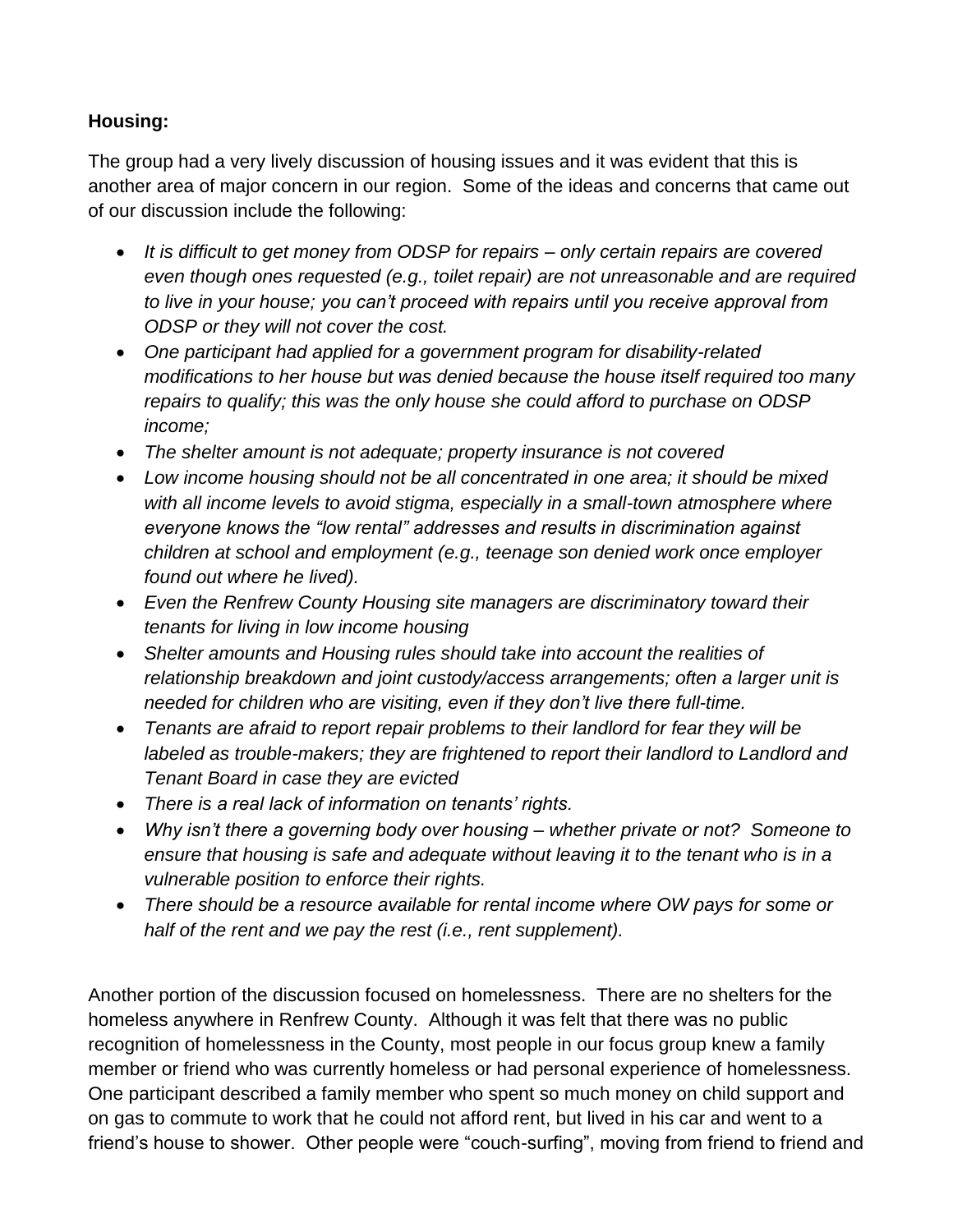**Housing:**

The group had a very lively discussion of housing issues and it was evident that this is another area of major concern in our region. Some of the ideas and concerns that came out of our discussion include the following:

- *It is difficult to get money from ODSP for repairs – only certain repairs are covered even though ones requested (e.g., toilet repair) are not unreasonable and are required to live in your house; you can't proceed with repairs until you receive approval from ODSP or they will not cover the cost.*
- *One participant had applied for a government program for disability-related modifications to her house but was denied because the house itself required too many repairs to qualify; this was the only house she could afford to purchase on ODSP income;*
- *The shelter amount is not adequate; property insurance is not covered*
- *Low income housing should not be all concentrated in one area; it should be mixed with all income levels to avoid stigma, especially in a small-town atmosphere where everyone knows the "low rental" addresses and results in discrimination against children at school and employment (e.g., teenage son denied work once employer found out where he lived).*
- *Even the Renfrew County Housing site managers are discriminatory toward their tenants for living in low income housing*
- *Shelter amounts and Housing rules should take into account the realities of relationship breakdown and joint custody/access arrangements; often a larger unit is needed for children who are visiting, even if they don't live there full-time.*
- *Tenants are afraid to report repair problems to their landlord for fear they will be labeled as trouble-makers; they are frightened to report their landlord to Landlord and Tenant Board in case they are evicted*
- *There is a real lack of information on tenants' rights.*
- *Why isn't there a governing body over housing – whether private or not? Someone to ensure that housing is safe and adequate without leaving it to the tenant who is in a vulnerable position to enforce their rights.*
- *There should be a resource available for rental income where OW pays for some or half of the rent and we pay the rest (i.e., rent supplement).*

Another portion of the discussion focused on homelessness. There are no shelters for the homeless anywhere in Renfrew County. Although it was felt that there was no public recognition of homelessness in the County, most people in our focus group knew a family member or friend who was currently homeless or had personal experience of homelessness. One participant described a family member who spent so much money on child support and on gas to commute to work that he could not afford rent, but lived in his car and went to a friend's house to shower. Other people were "couch-surfing", moving from friend to friend and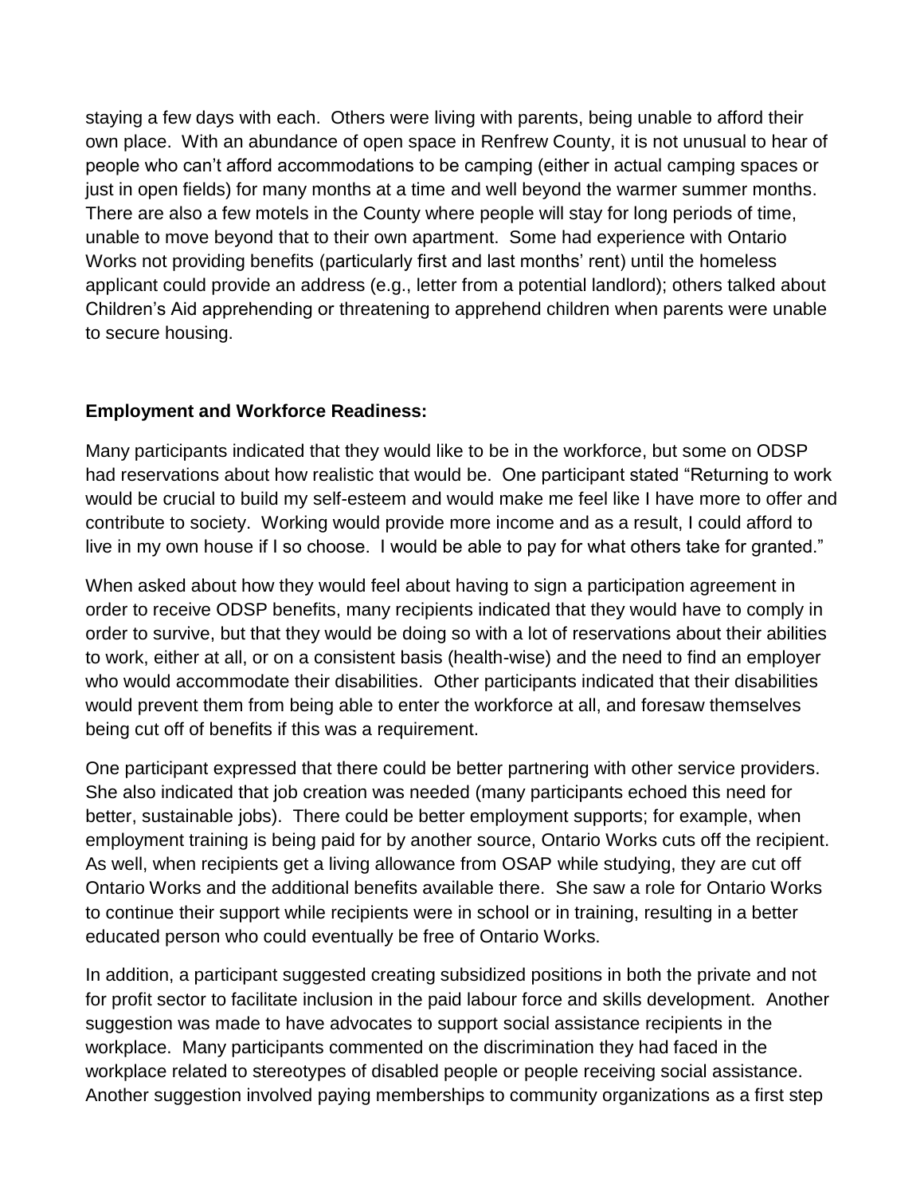staying a few days with each. Others were living with parents, being unable to afford their own place. With an abundance of open space in Renfrew County, it is not unusual to hear of people who can't afford accommodations to be camping (either in actual camping spaces or just in open fields) for many months at a time and well beyond the warmer summer months. There are also a few motels in the County where people will stay for long periods of time, unable to move beyond that to their own apartment. Some had experience with Ontario Works not providing benefits (particularly first and last months' rent) until the homeless applicant could provide an address (e.g., letter from a potential landlord); others talked about Children's Aid apprehending or threatening to apprehend children when parents were unable to secure housing.

**Employment and Workforce Readiness:**

Many participants indicated that they would like to be in the workforce, but some on ODSP had reservations about how realistic that would be. One participant stated "Returning to work would be crucial to build my self-esteem and would make me feel like I have more to offer and contribute to society. Working would provide more income and as a result, I could afford to live in my own house if I so choose. I would be able to pay for what others take for granted."

When asked about how they would feel about having to sign a participation agreement in order to receive ODSP benefits, many recipients indicated that they would have to comply in order to survive, but that they would be doing so with a lot of reservations about their abilities to work, either at all, or on a consistent basis (health-wise) and the need to find an employer who would accommodate their disabilities. Other participants indicated that their disabilities would prevent them from being able to enter the workforce at all, and foresaw themselves being cut off of benefits if this was a requirement.

One participant expressed that there could be better partnering with other service providers. She also indicated that job creation was needed (many participants echoed this need for better, sustainable jobs). There could be better employment supports; for example, when employment training is being paid for by another source, Ontario Works cuts off the recipient. As well, when recipients get a living allowance from OSAP while studying, they are cut off Ontario Works and the additional benefits available there. She saw a role for Ontario Works to continue their support while recipients were in school or in training, resulting in a better educated person who could eventually be free of Ontario Works.

In addition, a participant suggested creating subsidized positions in both the private and not for profit sector to facilitate inclusion in the paid labour force and skills development. Another suggestion was made to have advocates to support social assistance recipients in the workplace. Many participants commented on the discrimination they had faced in the workplace related to stereotypes of disabled people or people receiving social assistance. Another suggestion involved paying memberships to community organizations as a first step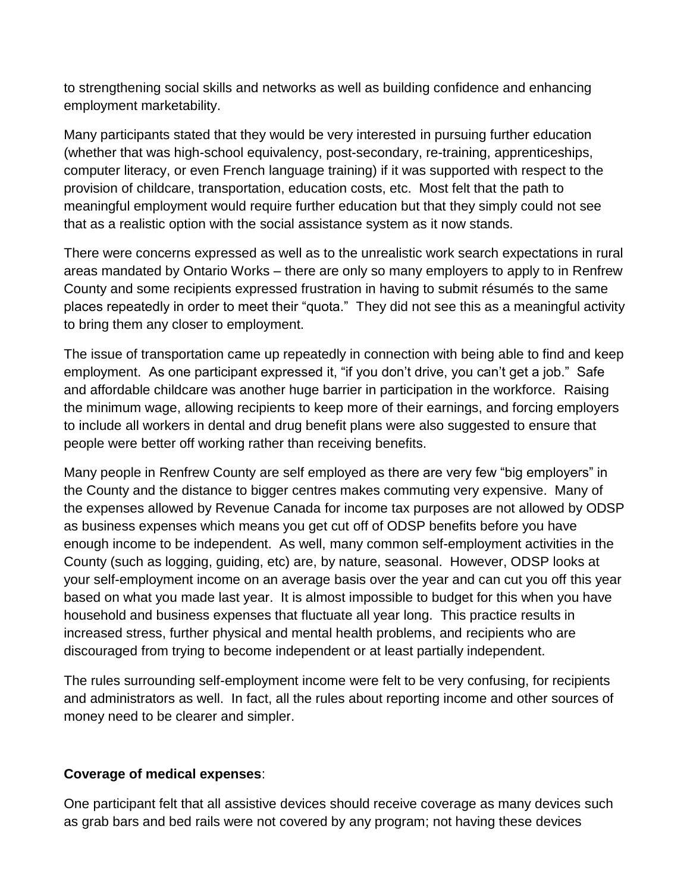to strengthening social skills and networks as well as building confidence and enhancing employment marketability.

Many participants stated that they would be very interested in pursuing further education (whether that was high-school equivalency, post-secondary, re-training, apprenticeships, computer literacy, or even French language training) if it was supported with respect to the provision of childcare, transportation, education costs, etc. Most felt that the path to meaningful employment would require further education but that they simply could not see that as a realistic option with the social assistance system as it now stands.

There were concerns expressed as well as to the unrealistic work search expectations in rural areas mandated by Ontario Works – there are only so many employers to apply to in Renfrew County and some recipients expressed frustration in having to submit résumés to the same places repeatedly in order to meet their "quota." They did not see this as a meaningful activity to bring them any closer to employment.

The issue of transportation came up repeatedly in connection with being able to find and keep employment. As one participant expressed it, "if you don't drive, you can't get a job." Safe and affordable childcare was another huge barrier in participation in the workforce. Raising the minimum wage, allowing recipients to keep more of their earnings, and forcing employers to include all workers in dental and drug benefit plans were also suggested to ensure that people were better off working rather than receiving benefits.

Many people in Renfrew County are self employed as there are very few "big employers" in the County and the distance to bigger centres makes commuting very expensive. Many of the expenses allowed by Revenue Canada for income tax purposes are not allowed by ODSP as business expenses which means you get cut off of ODSP benefits before you have enough income to be independent. As well, many common self-employment activities in the County (such as logging, guiding, etc) are, by nature, seasonal. However, ODSP looks at your self-employment income on an average basis over the year and can cut you off this year based on what you made last year. It is almost impossible to budget for this when you have household and business expenses that fluctuate all year long. This practice results in increased stress, further physical and mental health problems, and recipients who are discouraged from trying to become independent or at least partially independent.

The rules surrounding self-employment income were felt to be very confusing, for recipients and administrators as well. In fact, all the rules about reporting income and other sources of money need to be clearer and simpler.

**Coverage of medical expenses**:

One participant felt that all assistive devices should receive coverage as many devices such as grab bars and bed rails were not covered by any program; not having these devices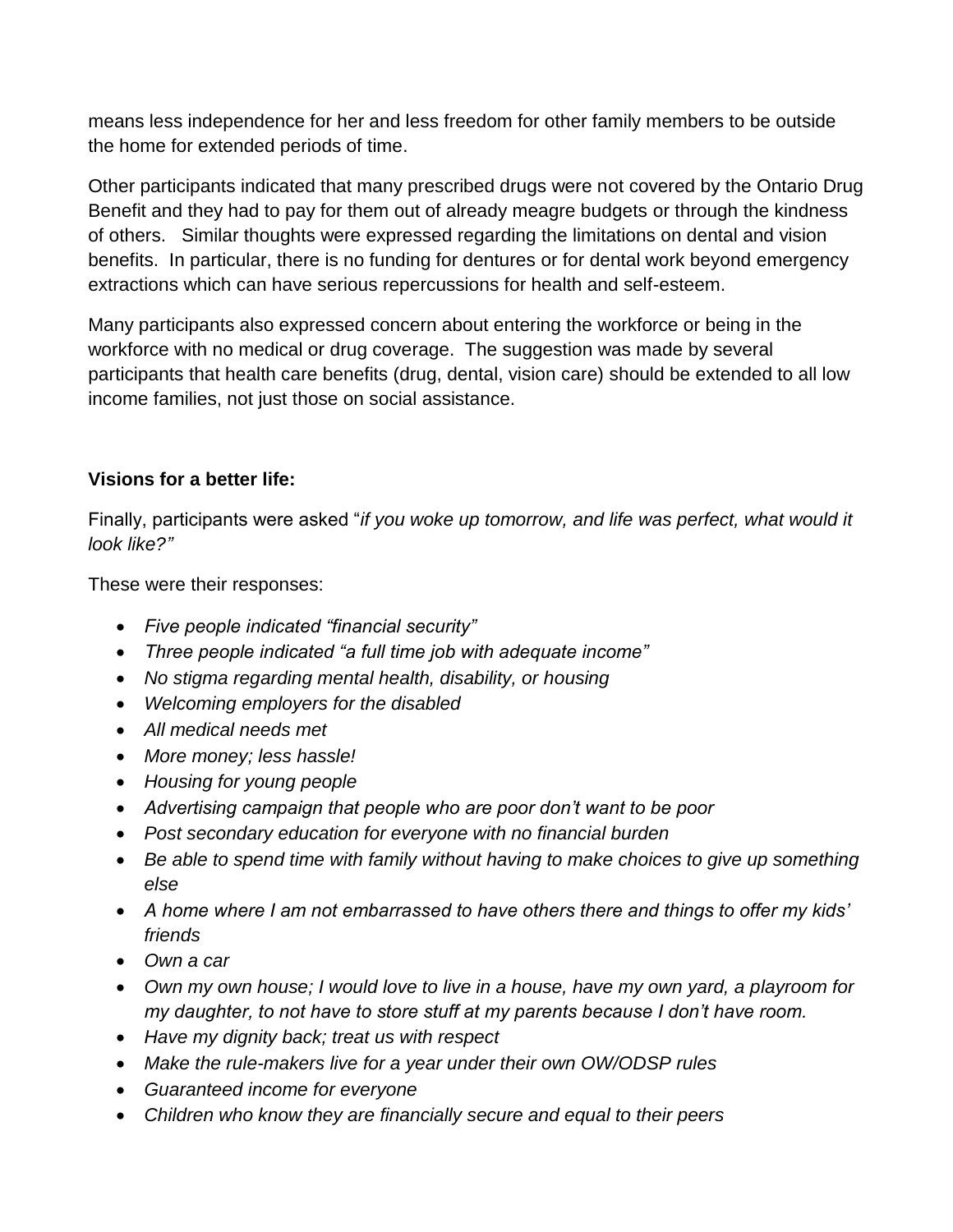means less independence for her and less freedom for other family members to be outside the home for extended periods of time.

Other participants indicated that many prescribed drugs were not covered by the Ontario Drug Benefit and they had to pay for them out of already meagre budgets or through the kindness of others. Similar thoughts were expressed regarding the limitations on dental and vision benefits. In particular, there is no funding for dentures or for dental work beyond emergency extractions which can have serious repercussions for health and self-esteem.

Many participants also expressed concern about entering the workforce or being in the workforce with no medical or drug coverage. The suggestion was made by several participants that health care benefits (drug, dental, vision care) should be extended to all low income families, not just those on social assistance.

**Visions for a better life:**

Finally, participants were asked "*if you woke up tomorrow, and life was perfect, what would it look like?"*

These were their responses:

- *Five people indicated "financial security"*
- *Three people indicated "a full time job with adequate income"*
- *No stigma regarding mental health, disability, or housing*
- *Welcoming employers for the disabled*
- *All medical needs met*
- *More money; less hassle!*
- *Housing for young people*
- *Advertising campaign that people who are poor don't want to be poor*
- *Post secondary education for everyone with no financial burden*
- *Be able to spend time with family without having to make choices to give up something else*
- *A home where I am not embarrassed to have others there and things to offer my kids' friends*
- *Own a car*
- *Own my own house; I would love to live in a house, have my own yard, a playroom for my daughter, to not have to store stuff at my parents because I don't have room.*
- *Have my dignity back; treat us with respect*
- *Make the rule-makers live for a year under their own OW/ODSP rules*
- *Guaranteed income for everyone*
- *Children who know they are financially secure and equal to their peers*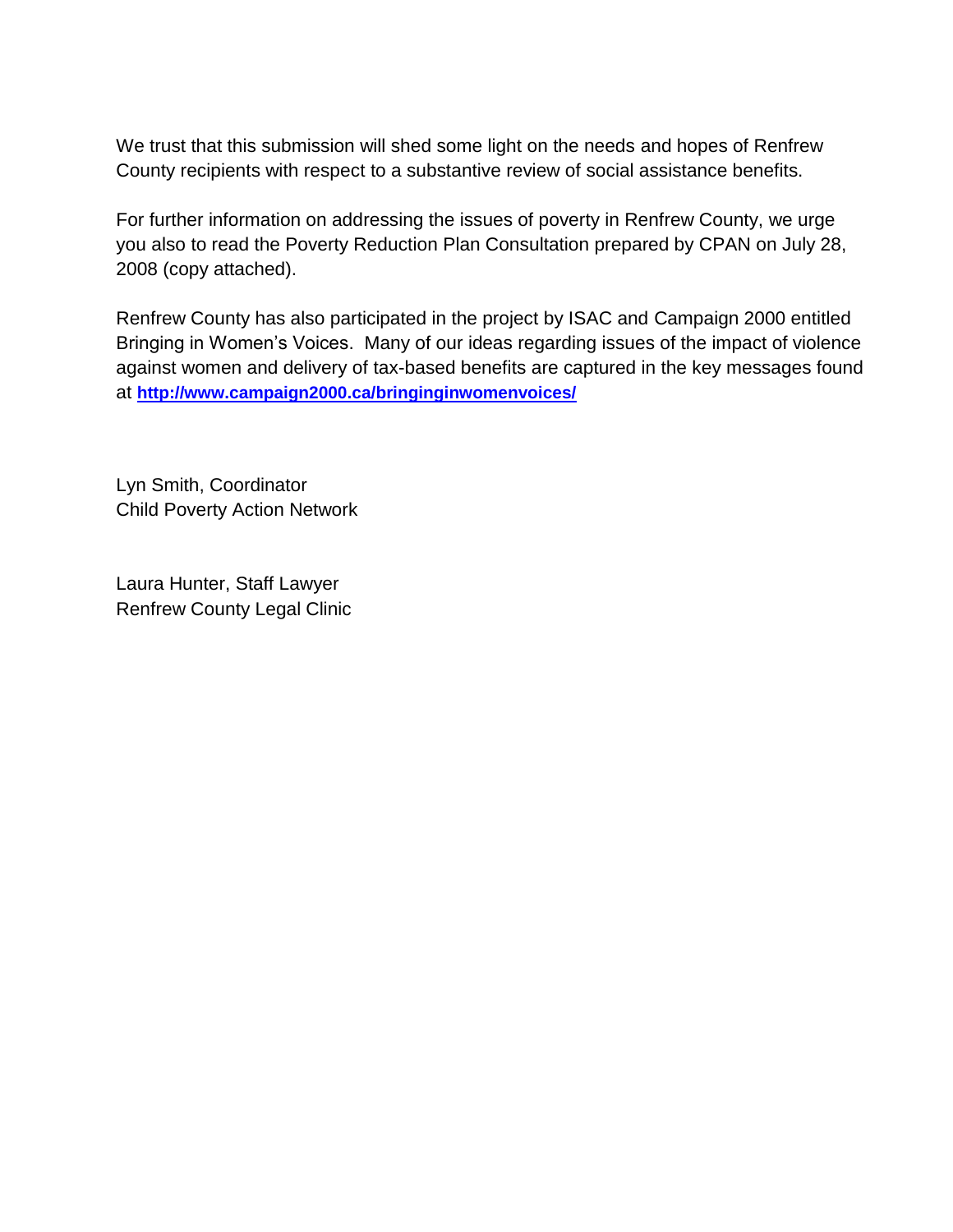We trust that this submission will shed some light on the needs and hopes of Renfrew County recipients with respect to a substantive review of social assistance benefits.

For further information on addressing the issues of poverty in Renfrew County, we urge you also to read the Poverty Reduction Plan Consultation prepared by CPAN on July 28, 2008 (copy attached).

Renfrew County has also participated in the project by ISAC and Campaign 2000 entitled Bringing in Women's Voices. Many of our ideas regarding issues of the impact of violence against women and delivery of tax-based benefits are captured in the key messages found at **http://www.campaign2000.ca/bringinginwomenvoices/**

Lyn Smith, Coordinator
Child Poverty Action Network

Laura Hunter, Staff Lawyer
Renfrew County Legal Clinic